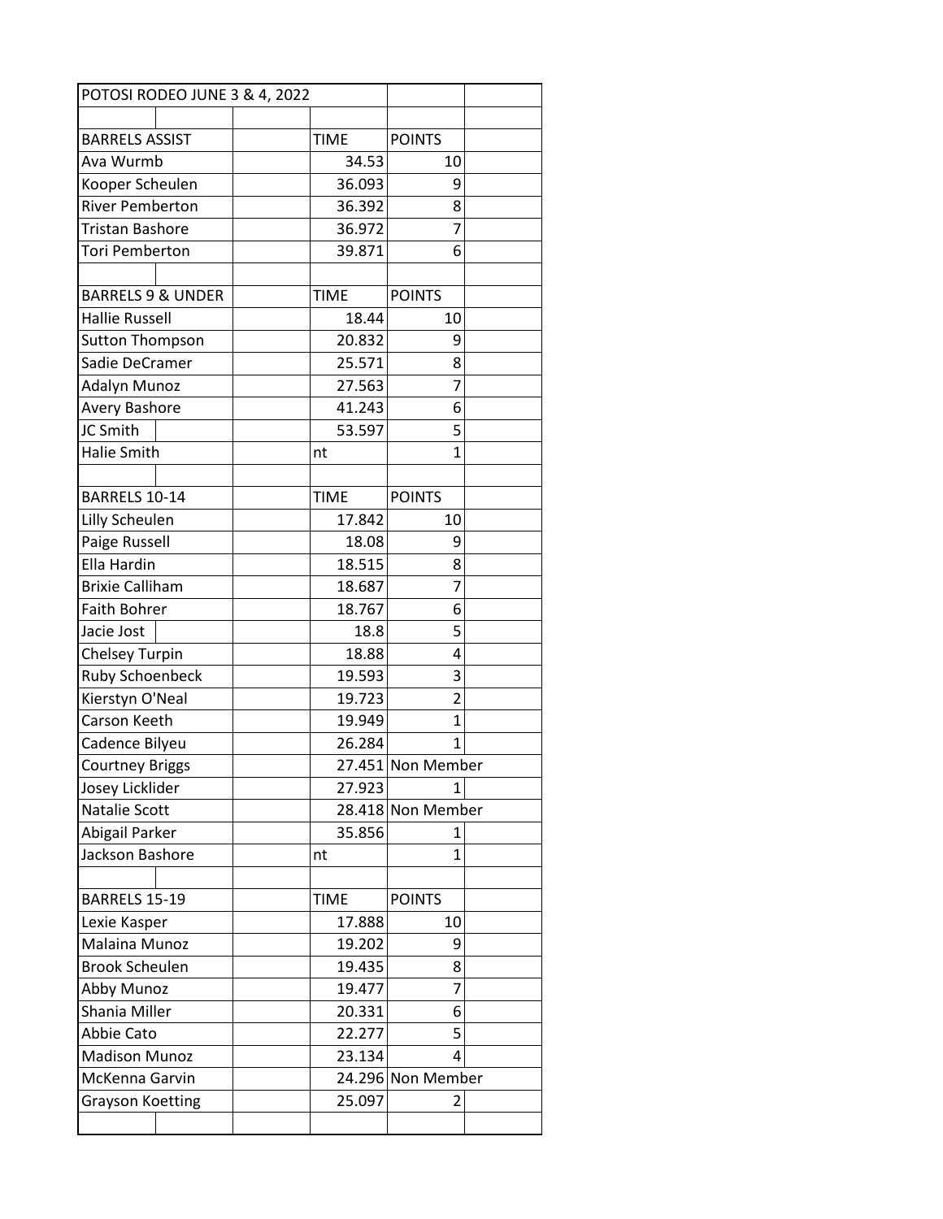# POTOSI RODEO JUNE 3 & 4, 2022

| BARRELS ASSIST | TIME | POINTS |
|---|---|---|
| Ava Wurmb | 34.53 | 10 |
| Kooper Scheulen | 36.093 | 9 |
| River Pemberton | 36.392 | 8 |
| Tristan Bashore | 36.972 | 7 |
| Tori Pemberton | 39.871 | 6 |

| BARRELS 9 & UNDER | TIME | POINTS |
|---|---|---|
| Hallie Russell | 18.44 | 10 |
| Sutton Thompson | 20.832 | 9 |
| Sadie DeCramer | 25.571 | 8 |
| Adalyn Munoz | 27.563 | 7 |
| Avery Bashore | 41.243 | 6 |
| JC Smith | 53.597 | 5 |
| Halie Smith | nt | 1 |

| BARRELS 10-14 | TIME | POINTS |
|---|---|---|
| Lilly Scheulen | 17.842 | 10 |
| Paige Russell | 18.08 | 9 |
| Ella Hardin | 18.515 | 8 |
| Brixie Calliham | 18.687 | 7 |
| Faith Bohrer | 18.767 | 6 |
| Jacie Jost | 18.8 | 5 |
| Chelsey Turpin | 18.88 | 4 |
| Ruby Schoenbeck | 19.593 | 3 |
| Kierstyn O'Neal | 19.723 | 2 |
| Carson Keeth | 19.949 | 1 |
| Cadence Bilyeu | 26.284 | 1 |
| Courtney Briggs | 27.451 | Non Member |
| Josey Licklider | 27.923 | 1 |
| Natalie Scott | 28.418 | Non Member |
| Abigail Parker | 35.856 | 1 |
| Jackson Bashore | nt | 1 |

| BARRELS 15-19 | TIME | POINTS |
|---|---|---|
| Lexie Kasper | 17.888 | 10 |
| Malaina Munoz | 19.202 | 9 |
| Brook Scheulen | 19.435 | 8 |
| Abby Munoz | 19.477 | 7 |
| Shania Miller | 20.331 | 6 |
| Abbie Cato | 22.277 | 5 |
| Madison Munoz | 23.134 | 4 |
| McKenna Garvin | 24.296 | Non Member |
| Grayson Koetting | 25.097 | 2 |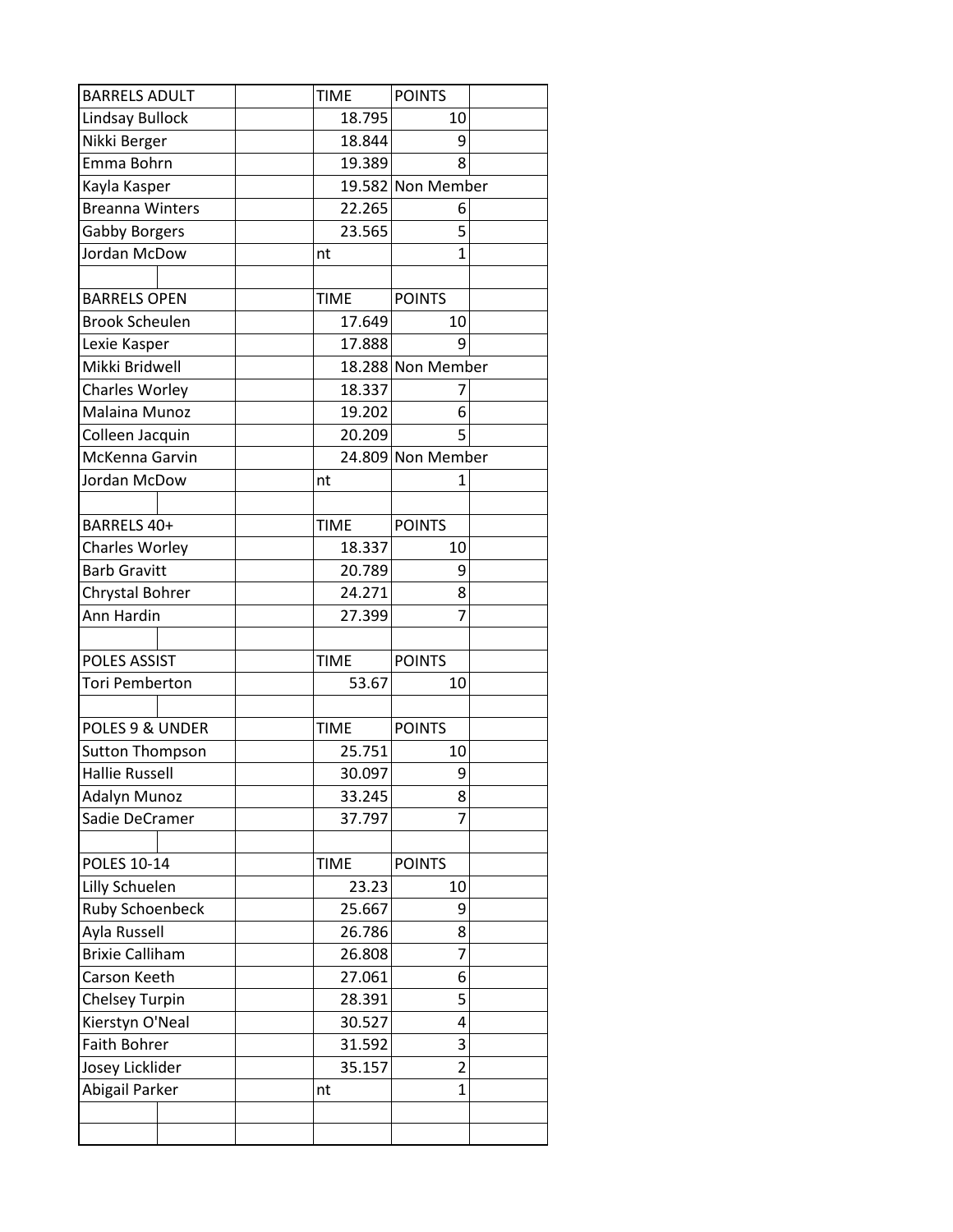| BARRELS ADULT | TIME | POINTS |
|---|---|---|
| Lindsay Bullock | 18.795 | 10 |
| Nikki Berger | 18.844 | 9 |
| Emma Bohrn | 19.389 | 8 |
| Kayla Kasper | 19.582 | Non Member |
| Breanna Winters | 22.265 | 6 |
| Gabby Borgers | 23.565 | 5 |
| Jordan McDow | nt | 1 |

| BARRELS OPEN | TIME | POINTS |
|---|---|---|
| Brook Scheulen | 17.649 | 10 |
| Lexie Kasper | 17.888 | 9 |
| Mikki Bridwell | 18.288 | Non Member |
| Charles Worley | 18.337 | 7 |
| Malaina Munoz | 19.202 | 6 |
| Colleen Jacquin | 20.209 | 5 |
| McKenna Garvin | 24.809 | Non Member |
| Jordan McDow | nt | 1 |

| BARRELS 40+ | TIME | POINTS |
|---|---|---|
| Charles Worley | 18.337 | 10 |
| Barb Gravitt | 20.789 | 9 |
| Chrystal Bohrer | 24.271 | 8 |
| Ann Hardin | 27.399 | 7 |

| POLES ASSIST | TIME | POINTS |
|---|---|---|
| Tori Pemberton | 53.67 | 10 |

| POLES 9 & UNDER | TIME | POINTS |
|---|---|---|
| Sutton Thompson | 25.751 | 10 |
| Hallie Russell | 30.097 | 9 |
| Adalyn Munoz | 33.245 | 8 |
| Sadie DeCramer | 37.797 | 7 |

| POLES 10-14 | TIME | POINTS |
|---|---|---|
| Lilly Schuelen | 23.23 | 10 |
| Ruby Schoenbeck | 25.667 | 9 |
| Ayla Russell | 26.786 | 8 |
| Brixie Calliham | 26.808 | 7 |
| Carson Keeth | 27.061 | 6 |
| Chelsey Turpin | 28.391 | 5 |
| Kierstyn O'Neal | 30.527 | 4 |
| Faith Bohrer | 31.592 | 3 |
| Josey Licklider | 35.157 | 2 |
| Abigail Parker | nt | 1 |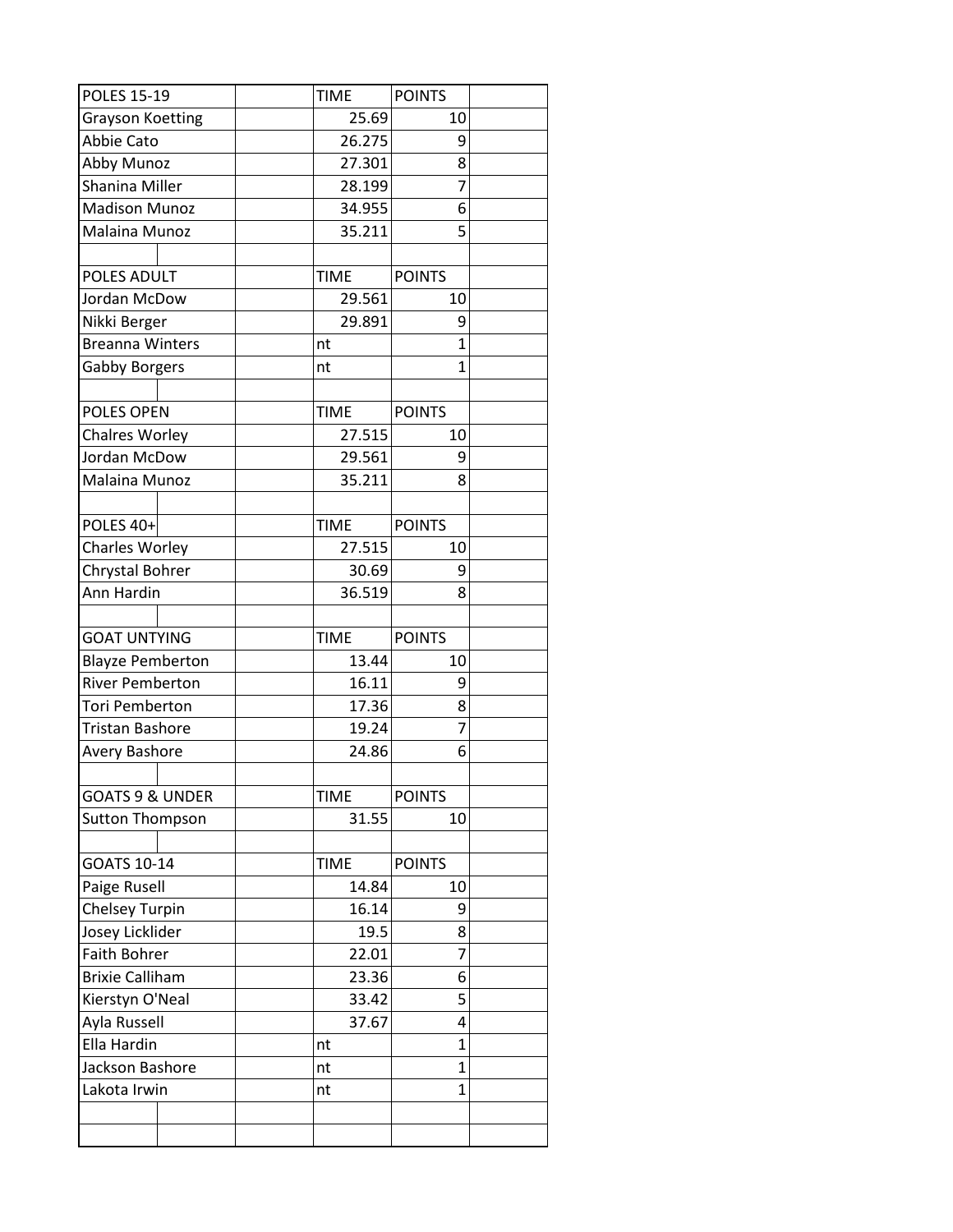| POLES 15-19 | | TIME | POINTS | |
|---|---|---|---|---|
| Grayson Koetting | | 25.69 | 10 | |
| Abbie Cato | | 26.275 | 9 | |
| Abby Munoz | | 27.301 | 8 | |
| Shanina Miller | | 28.199 | 7 | |
| Madison Munoz | | 34.955 | 6 | |
| Malaina Munoz | | 35.211 | 5 | |
| | | | | |
| POLES ADULT | | TIME | POINTS | |
| Jordan McDow | | 29.561 | 10 | |
| Nikki Berger | | 29.891 | 9 | |
| Breanna Winters | | nt | 1 | |
| Gabby Borgers | | nt | 1 | |
| | | | | |
| POLES OPEN | | TIME | POINTS | |
| Chalres Worley | | 27.515 | 10 | |
| Jordan McDow | | 29.561 | 9 | |
| Malaina Munoz | | 35.211 | 8 | |
| | | | | |
| POLES 40+ | | TIME | POINTS | |
| Charles Worley | | 27.515 | 10 | |
| Chrystal Bohrer | | 30.69 | 9 | |
| Ann Hardin | | 36.519 | 8 | |
| | | | | |
| GOAT UNTYING | | TIME | POINTS | |
| Blayze Pemberton | | 13.44 | 10 | |
| River Pemberton | | 16.11 | 9 | |
| Tori Pemberton | | 17.36 | 8 | |
| Tristan Bashore | | 19.24 | 7 | |
| Avery Bashore | | 24.86 | 6 | |
| | | | | |
| GOATS 9 & UNDER | | TIME | POINTS | |
| Sutton Thompson | | 31.55 | 10 | |
| | | | | |
| GOATS 10-14 | | TIME | POINTS | |
| Paige Rusell | | 14.84 | 10 | |
| Chelsey Turpin | | 16.14 | 9 | |
| Josey Licklider | | 19.5 | 8 | |
| Faith Bohrer | | 22.01 | 7 | |
| Brixie Calliham | | 23.36 | 6 | |
| Kierstyn O'Neal | | 33.42 | 5 | |
| Ayla Russell | | 37.67 | 4 | |
| Ella Hardin | | nt | 1 | |
| Jackson Bashore | | nt | 1 | |
| Lakota Irwin | | nt | 1 | |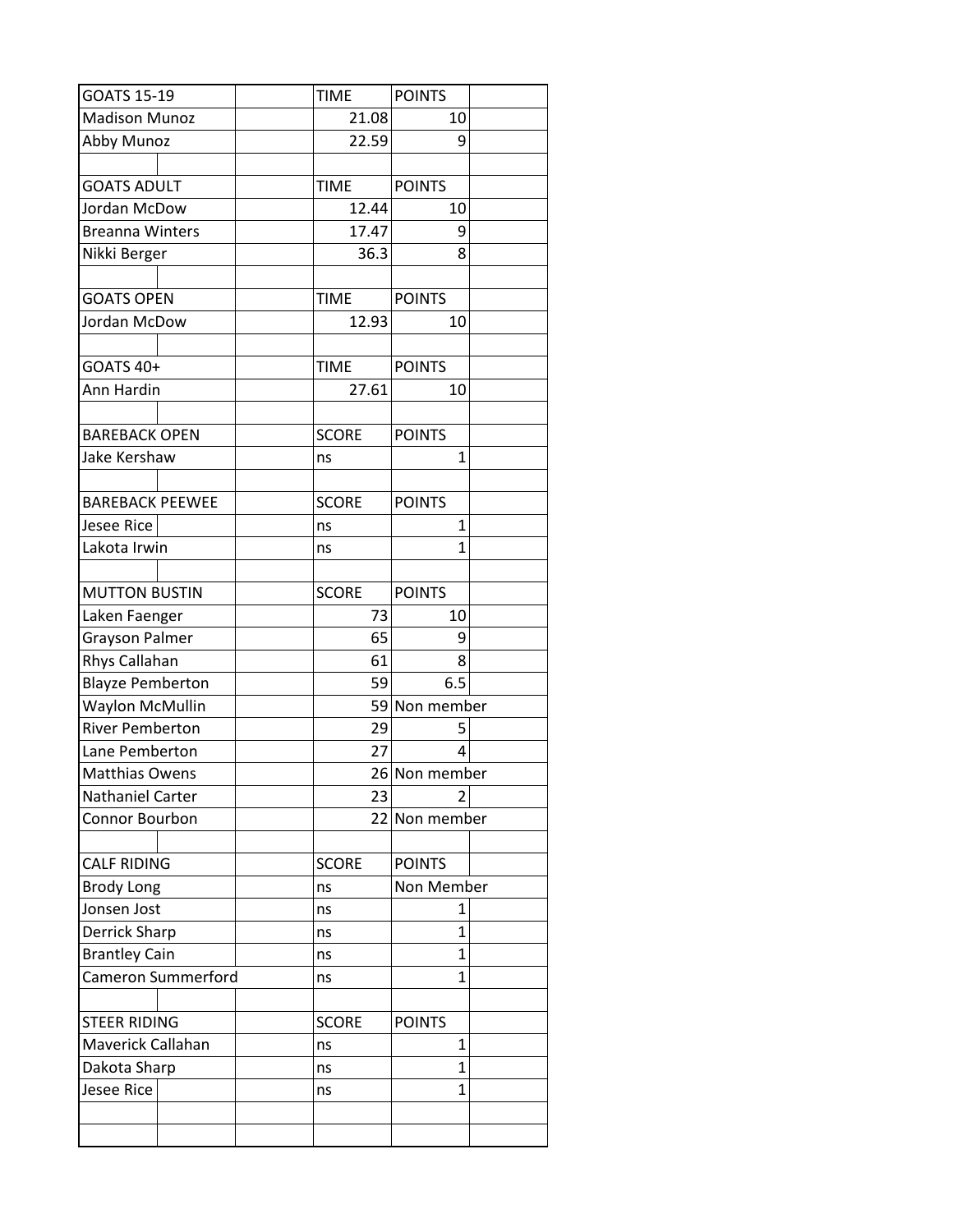| GOATS 15-19 | TIME | POINTS |
|---|---|---|
| Madison Munoz | 21.08 | 10 |
| Abby Munoz | 22.59 | 9 |
| | | |
| GOATS ADULT | TIME | POINTS |
| Jordan McDow | 12.44 | 10 |
| Breanna Winters | 17.47 | 9 |
| Nikki Berger | 36.3 | 8 |
| | | |
| GOATS OPEN | TIME | POINTS |
| Jordan McDow | 12.93 | 10 |
| | | |
| GOATS 40+ | TIME | POINTS |
| Ann Hardin | 27.61 | 10 |
| | | |
| BAREBACK OPEN | SCORE | POINTS |
| Jake Kershaw | ns | 1 |
| | | |
| BAREBACK PEEWEE | SCORE | POINTS |
| Jesee Rice | ns | 1 |
| Lakota Irwin | ns | 1 |
| | | |
| MUTTON BUSTIN | SCORE | POINTS |
| Laken Faenger | 73 | 10 |
| Grayson Palmer | 65 | 9 |
| Rhys Callahan | 61 | 8 |
| Blayze Pemberton | 59 | 6.5 |
| Waylon McMullin | 59 | Non member |
| River Pemberton | 29 | 5 |
| Lane Pemberton | 27 | 4 |
| Matthias Owens | 26 | Non member |
| Nathaniel Carter | 23 | 2 |
| Connor Bourbon | 22 | Non member |
| | | |
| CALF RIDING | SCORE | POINTS |
| Brody Long | ns | Non Member |
| Jonsen Jost | ns | 1 |
| Derrick Sharp | ns | 1 |
| Brantley Cain | ns | 1 |
| Cameron Summerford | ns | 1 |
| | | |
| STEER RIDING | SCORE | POINTS |
| Maverick Callahan | ns | 1 |
| Dakota Sharp | ns | 1 |
| Jesee Rice | ns | 1 |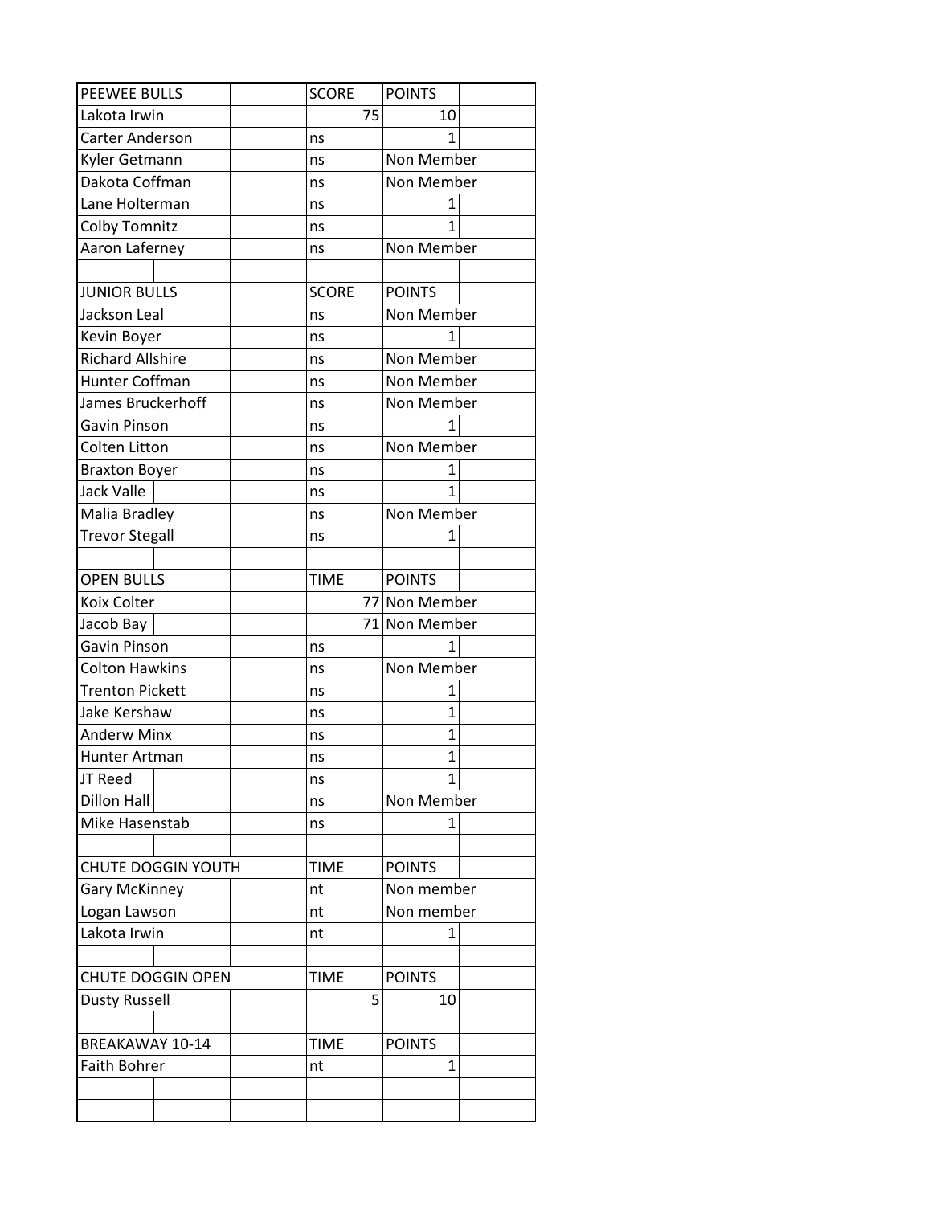| PEEWEE BULLS | SCORE | POINTS |
|---|---|---|
| Lakota Irwin | 75 | 10 |
| Carter Anderson | ns | 1 |
| Kyler Getmann | ns | Non Member |
| Dakota Coffman | ns | Non Member |
| Lane Holterman | ns | 1 |
| Colby Tomnitz | ns | 1 |
| Aaron Laferney | ns | Non Member |

| JUNIOR BULLS | SCORE | POINTS |
|---|---|---|
| Jackson Leal | ns | Non Member |
| Kevin Boyer | ns | 1 |
| Richard Allshire | ns | Non Member |
| Hunter Coffman | ns | Non Member |
| James Bruckerhoff | ns | Non Member |
| Gavin Pinson | ns | 1 |
| Colten Litton | ns | Non Member |
| Braxton Boyer | ns | 1 |
| Jack Valle | ns | 1 |
| Malia Bradley | ns | Non Member |
| Trevor Stegall | ns | 1 |

| OPEN BULLS | TIME | POINTS |
|---|---|---|
| Koix Colter | 77 | Non Member |
| Jacob Bay | 71 | Non Member |
| Gavin Pinson | ns | 1 |
| Colton Hawkins | ns | Non Member |
| Trenton Pickett | ns | 1 |
| Jake Kershaw | ns | 1 |
| Anderw Minx | ns | 1 |
| Hunter Artman | ns | 1 |
| JT Reed | ns | 1 |
| Dillon Hall | ns | Non Member |
| Mike Hasenstab | ns | 1 |

| CHUTE DOGGIN YOUTH | TIME | POINTS |
|---|---|---|
| Gary McKinney | nt | Non member |
| Logan Lawson | nt | Non member |
| Lakota Irwin | nt | 1 |

| CHUTE DOGGIN OPEN | TIME | POINTS |
|---|---|---|
| Dusty Russell | 5 | 10 |

| BREAKAWAY 10-14 | TIME | POINTS |
|---|---|---|
| Faith Bohrer | nt | 1 |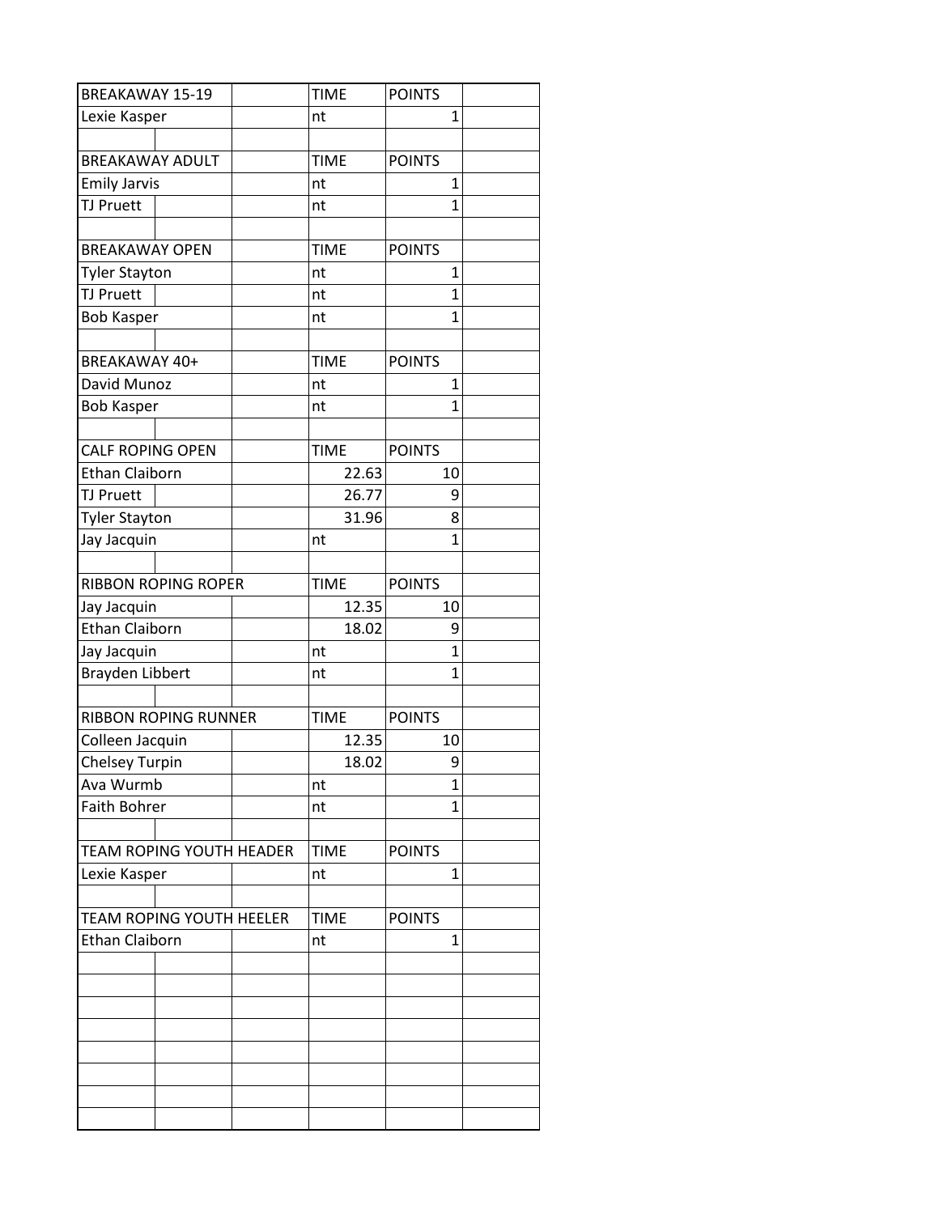| BREAKAWAY 15-19 | TIME | POINTS |
|---|---|---|
| Lexie Kasper | nt | 1 |

| BREAKAWAY ADULT | TIME | POINTS |
|---|---|---|
| Emily Jarvis | nt | 1 |
| TJ Pruett | nt | 1 |

| BREAKAWAY OPEN | TIME | POINTS |
|---|---|---|
| Tyler Stayton | nt | 1 |
| TJ Pruett | nt | 1 |
| Bob Kasper | nt | 1 |

| BREAKAWAY 40+ | TIME | POINTS |
|---|---|---|
| David Munoz | nt | 1 |
| Bob Kasper | nt | 1 |

| CALF ROPING OPEN | TIME | POINTS |
|---|---|---|
| Ethan Claiborn | 22.63 | 10 |
| TJ Pruett | 26.77 | 9 |
| Tyler Stayton | 31.96 | 8 |
| Jay Jacquin | nt | 1 |

| RIBBON ROPING ROPER | TIME | POINTS |
|---|---|---|
| Jay Jacquin | 12.35 | 10 |
| Ethan Claiborn | 18.02 | 9 |
| Jay Jacquin | nt | 1 |
| Brayden Libbert | nt | 1 |

| RIBBON ROPING RUNNER | TIME | POINTS |
|---|---|---|
| Colleen Jacquin | 12.35 | 10 |
| Chelsey Turpin | 18.02 | 9 |
| Ava Wurmb | nt | 1 |
| Faith Bohrer | nt | 1 |

| TEAM ROPING YOUTH HEADER | TIME | POINTS |
|---|---|---|
| Lexie Kasper | nt | 1 |

| TEAM ROPING YOUTH HEELER | TIME | POINTS |
|---|---|---|
| Ethan Claiborn | nt | 1 |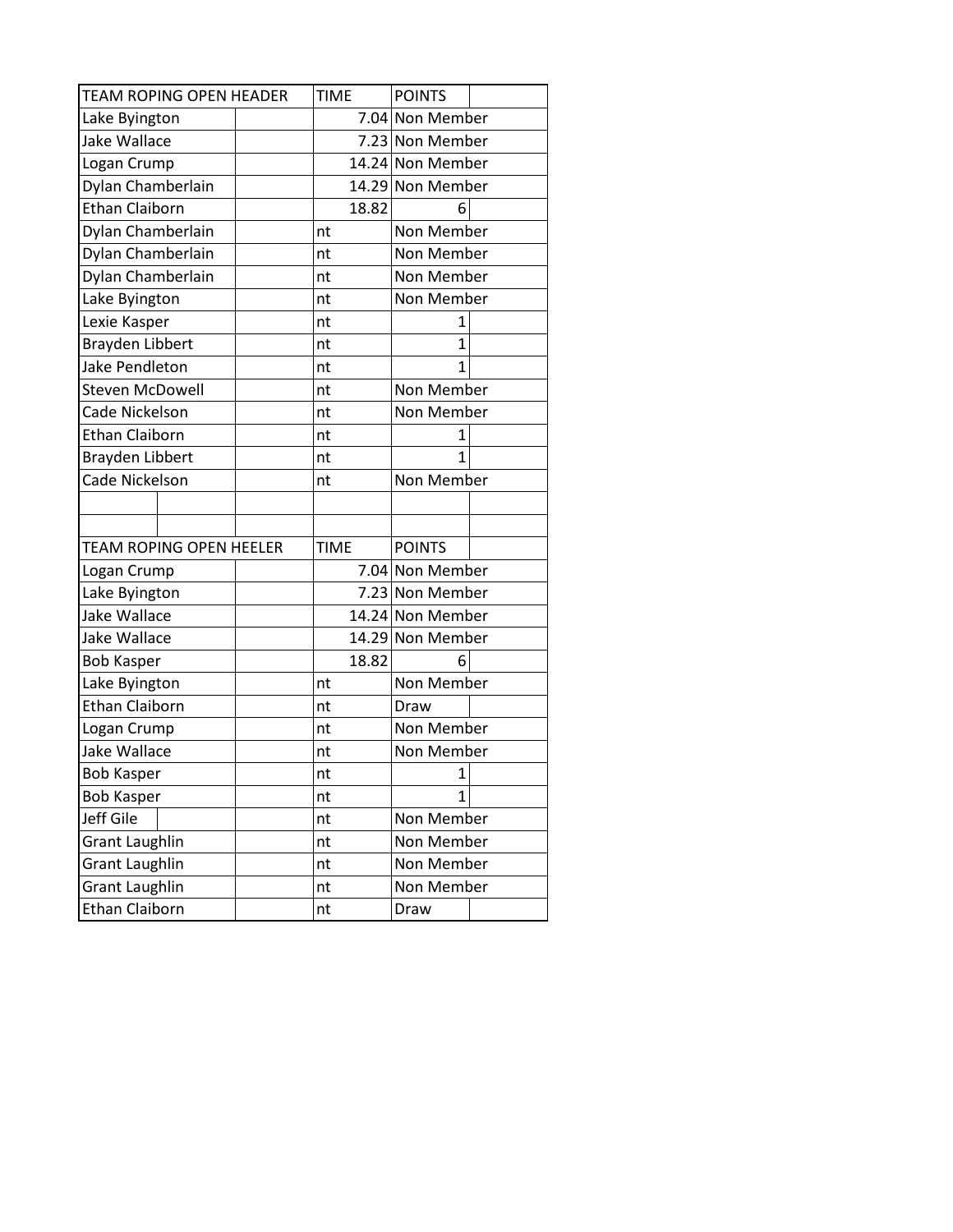| TEAM ROPING OPEN HEADER | | TIME | POINTS | |
|---|---|---|---|---|
| Lake Byington | | 7.04 | Non Member | |
| Jake Wallace | | 7.23 | Non Member | |
| Logan Crump | | 14.24 | Non Member | |
| Dylan Chamberlain | | 14.29 | Non Member | |
| Ethan Claiborn | | 18.82 | 6 | |
| Dylan Chamberlain | | nt | Non Member | |
| Dylan Chamberlain | | nt | Non Member | |
| Dylan Chamberlain | | nt | Non Member | |
| Lake Byington | | nt | Non Member | |
| Lexie Kasper | | nt | 1 | |
| Brayden Libbert | | nt | 1 | |
| Jake Pendleton | | nt | 1 | |
| Steven McDowell | | nt | Non Member | |
| Cade Nickelson | | nt | Non Member | |
| Ethan Claiborn | | nt | 1 | |
| Brayden Libbert | | nt | 1 | |
| Cade Nickelson | | nt | Non Member | |
| | | | | |
| | | | | |
| TEAM ROPING OPEN HEELER | | TIME | POINTS | |
| Logan Crump | | 7.04 | Non Member | |
| Lake Byington | | 7.23 | Non Member | |
| Jake Wallace | | 14.24 | Non Member | |
| Jake Wallace | | 14.29 | Non Member | |
| Bob Kasper | | 18.82 | 6 | |
| Lake Byington | | nt | Non Member | |
| Ethan Claiborn | | nt | Draw | |
| Logan Crump | | nt | Non Member | |
| Jake Wallace | | nt | Non Member | |
| Bob Kasper | | nt | 1 | |
| Bob Kasper | | nt | 1 | |
| Jeff Gile | | nt | Non Member | |
| Grant Laughlin | | nt | Non Member | |
| Grant Laughlin | | nt | Non Member | |
| Grant Laughlin | | nt | Non Member | |
| Ethan Claiborn | | nt | Draw | |